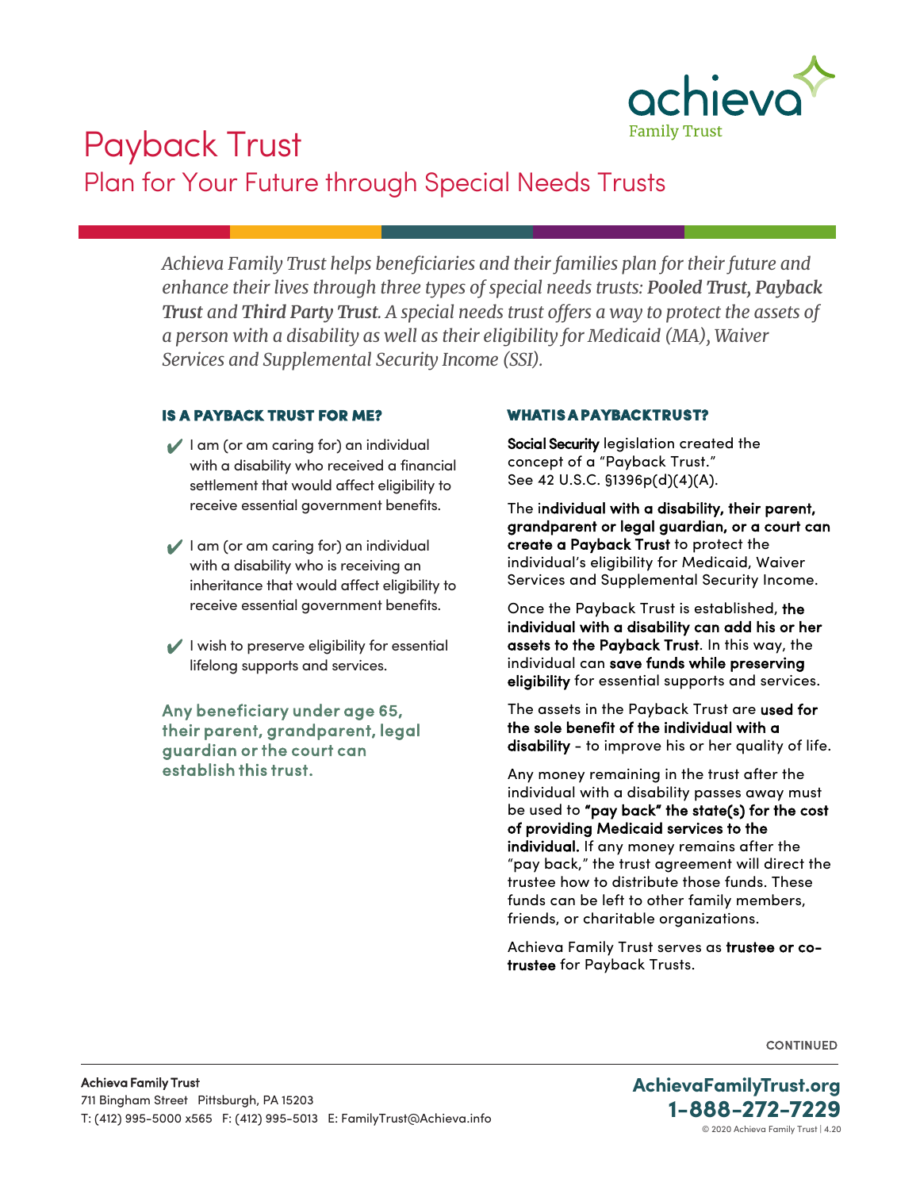# Payback Trust

## Plan for Your Future through Special Needs Trusts

*Achieva Family Trust helps beneficiaries and their families plan for their future and enhance their lives through three types of special needs trusts: **Pooled Trust, Payback Trust** and **Third Party Trust**. A special needs trust offers a way to protect the assets of a person with a disability as well as their eligibility for Medicaid (MA), Waiver Services and Supplemental Security Income (SSI).*

### IS A PAYBACK TRUST FOR ME?

- ✔ I am (or am caring for) an individual with a disability who received a financial settlement that would affect eligibility to receive essential government benefits.
- ✔ I am (or am caring for) an individual with a disability who is receiving an inheritance that would affect eligibility to receive essential government benefits.
- ✔ I wish to preserve eligibility for essential lifelong supports and services.

**Any beneficiary under age 65, their parent, grandparent, legal guardian or the court can establish this trust.**

### WHAT IS A PAYBACK TRUST?

**Social Security** legislation created the concept of a "Payback Trust." See 42 U.S.C. §1396p(d)(4)(A).

The **individual with a disability, their parent, grandparent or legal guardian, or a court can create a Payback Trust** to protect the individual's eligibility for Medicaid, Waiver Services and Supplemental Security Income.

Once the Payback Trust is established, **the individual with a disability can add his or her assets to the Payback Trust**. In this way, the individual can **save funds while preserving eligibility** for essential supports and services.

The assets in the Payback Trust are **used for the sole benefit of the individual with a disability** - to improve his or her quality of life.

Any money remaining in the trust after the individual with a disability passes away must be used to **"pay back" the state(s) for the cost of providing Medicaid services to the individual.** If any money remains after the "pay back," the trust agreement will direct the trustee how to distribute those funds. These funds can be left to other family members, friends, or charitable organizations.

Achieva Family Trust serves as **trustee or co-trustee** for Payback Trusts.

CONTINUED

**Achieva Family Trust**
711 Bingham Street Pittsburgh, PA 15203
T: (412) 995-5000 x565 F: (412) 995-5013 E: FamilyTrust@Achieva.info

**AchievaFamilyTrust.org**
**1-888-272-7229**
© 2020 Achieva Family Trust | 4.20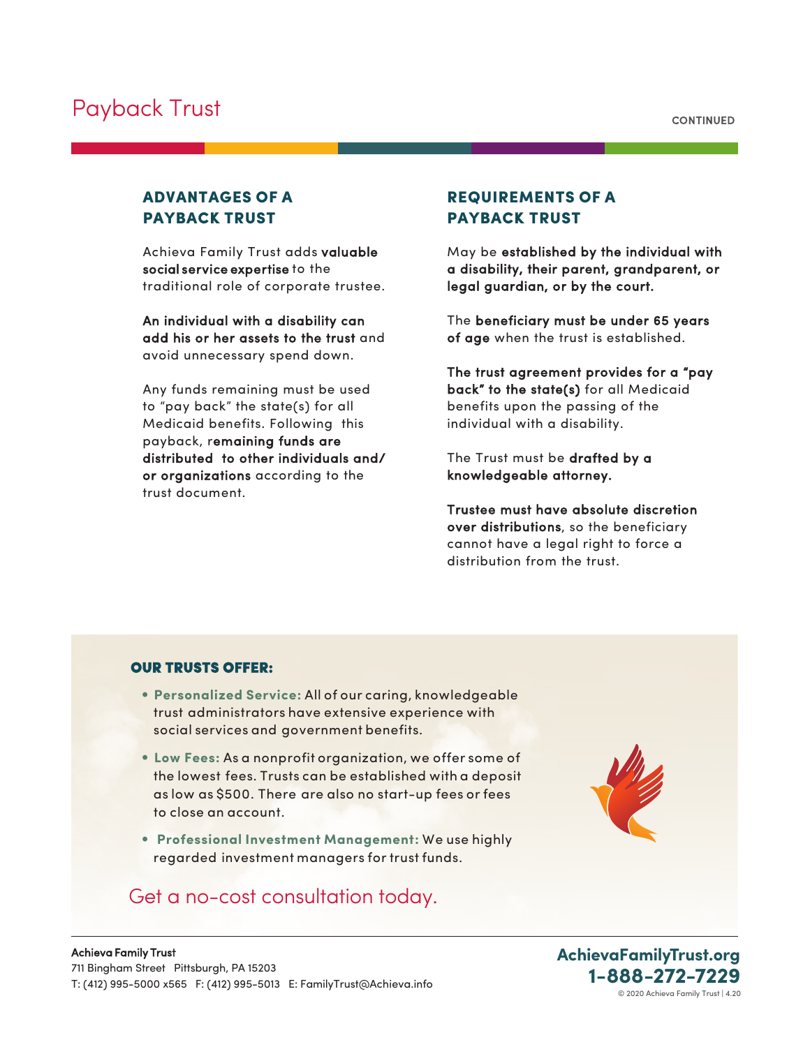# Payback Trust

CONTINUED

## ADVANTAGES OF A PAYBACK TRUST

Achieva Family Trust adds **valuable social service expertise** to the traditional role of corporate trustee.

**An individual with a disability can add his or her assets to the trust** and avoid unnecessary spend down.

Any funds remaining must be used to "pay back" the state(s) for all Medicaid benefits. Following this payback, r**emaining funds are distributed to other individuals and/ or organizations** according to the trust document.

## REQUIREMENTS OF A PAYBACK TRUST

May be **established by the individual with a disability, their parent, grandparent, or legal guardian, or by the court.**

The **beneficiary must be under 65 years of age** when the trust is established.

**The trust agreement provides for a "pay back" to the state(s)** for all Medicaid benefits upon the passing of the individual with a disability.

The Trust must be **drafted by a knowledgeable attorney.**

**Trustee must have absolute discretion over distributions**, so the beneficiary cannot have a legal right to force a distribution from the trust.

### OUR TRUSTS OFFER:

- **Personalized Service:** All of our caring, knowledgeable trust administrators have extensive experience with social services and government benefits.
- **Low Fees:** As a nonprofit organization, we offer some of the lowest fees. Trusts can be established with a deposit as low as $500. There are also no start-up fees or fees to close an account.
- **Professional Investment Management:** We use highly regarded investment managers for trust funds.

Get a no-cost consultation today.

**Achieva Family Trust**
711 Bingham Street Pittsburgh, PA 15203
T: (412) 995-5000 x565 F: (412) 995-5013 E: FamilyTrust@Achieva.info

**AchievaFamilyTrust.org**
**1-888-272-7229**

© 2020 Achieva Family Trust | 4.20